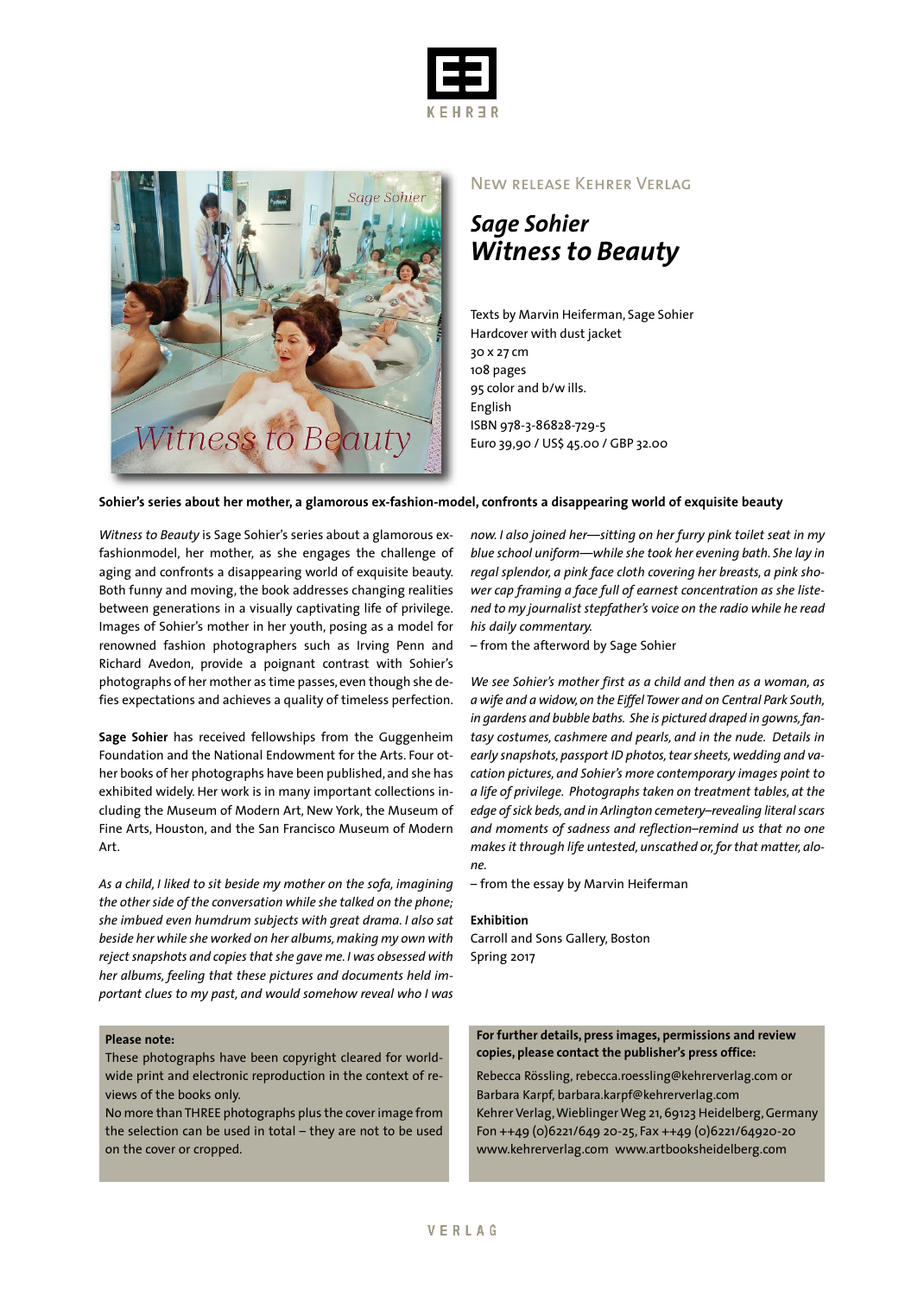New release Kehrer Verlag

# *Sage Sohier*
# *Witness to Beauty*

Texts by Marvin Heiferman, Sage Sohier
Hardcover with dust jacket
30 x 27 cm
108 pages
95 color and b/w ills.
English
ISBN 978-3-86828-729-5
Euro 39,90 / US$ 45.00 / GBP 32.00

**Sohier's series about her mother, a glamorous ex-fashion-model, confronts a disappearing world of exquisite beauty**

*Witness to Beauty* is Sage Sohier's series about a glamorous ex-fashionmodel, her mother, as she engages the challenge of aging and confronts a disappearing world of exquisite beauty. Both funny and moving, the book addresses changing realities between generations in a visually captivating life of privilege. Images of Sohier's mother in her youth, posing as a model for renowned fashion photographers such as Irving Penn and Richard Avedon, provide a poignant contrast with Sohier's photographs of her mother as time passes, even though she defies expectations and achieves a quality of timeless perfection.

**Sage Sohier** has received fellowships from the Guggenheim Foundation and the National Endowment for the Arts. Four other books of her photographs have been published, and she has exhibited widely. Her work is in many important collections including the Museum of Modern Art, New York, the Museum of Fine Arts, Houston, and the San Francisco Museum of Modern Art.

*As a child, I liked to sit beside my mother on the sofa, imagining the other side of the conversation while she talked on the phone; she imbued even humdrum subjects with great drama. I also sat beside her while she worked on her albums, making my own with reject snapshots and copies that she gave me. I was obsessed with her albums, feeling that these pictures and documents held important clues to my past, and would somehow reveal who I was now. I also joined her—sitting on her furry pink toilet seat in my blue school uniform—while she took her evening bath. She lay in regal splendor, a pink face cloth covering her breasts, a pink shower cap framing a face full of earnest concentration as she listened to my journalist stepfather's voice on the radio while he read his daily commentary.*

– from the afterword by Sage Sohier

*We see Sohier's mother first as a child and then as a woman, as a wife and a widow, on the Eiffel Tower and on Central Park South, in gardens and bubble baths. She is pictured draped in gowns, fantasy costumes, cashmere and pearls, and in the nude. Details in early snapshots, passport ID photos, tear sheets, wedding and vacation pictures, and Sohier's more contemporary images point to a life of privilege. Photographs taken on treatment tables, at the edge of sick beds, and in Arlington cemetery–revealing literal scars and moments of sadness and reflection–remind us that no one makes it through life untested, unscathed or, for that matter, alone.*

– from the essay by Marvin Heiferman

**Exhibition**
Carroll and Sons Gallery, Boston
Spring 2017

**Please note:**
These photographs have been copyright cleared for worldwide print and electronic reproduction in the context of reviews of the books only.
No more than THREE photographs plus the cover image from the selection can be used in total – they are not to be used on the cover or cropped.

**For further details, press images, permissions and review copies, please contact the publisher's press office:**

Rebecca Rössling, rebecca.roessling@kehrerverlag.com or
Barbara Karpf, barbara.karpf@kehrerverlag.com
Kehrer Verlag, Wieblinger Weg 21, 69123 Heidelberg, Germany
Fon ++49 (0)6221/649 20-25, Fax ++49 (0)6221/64920-20
www.kehrerverlag.com www.artbooksheidelberg.com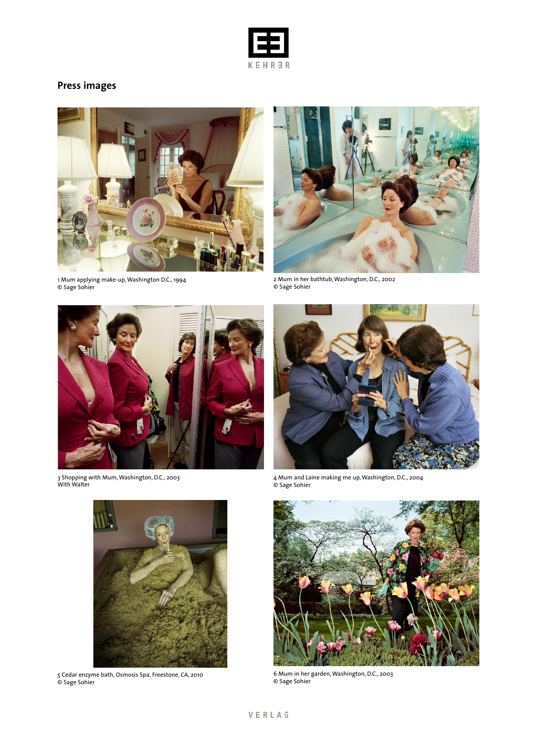## Press images

1 Mum applying make-up, Washington D.C., 1994
© Sage Sohier

2 Mum in her bathtub, Washington, D.C., 2002
© Sage Sohier

3 Shopping with Mum, Washington, D.C., 2003
With Walter

4 Mum and Laine making me up, Washington, D.C., 2004
© Sage Sohier

5 Cedar enzyme bath, Osmosis Spa, Freestone, CA, 2010
© Sage Sohier

6 Mum in her garden, Washington, D.C., 2003
© Sage Sohier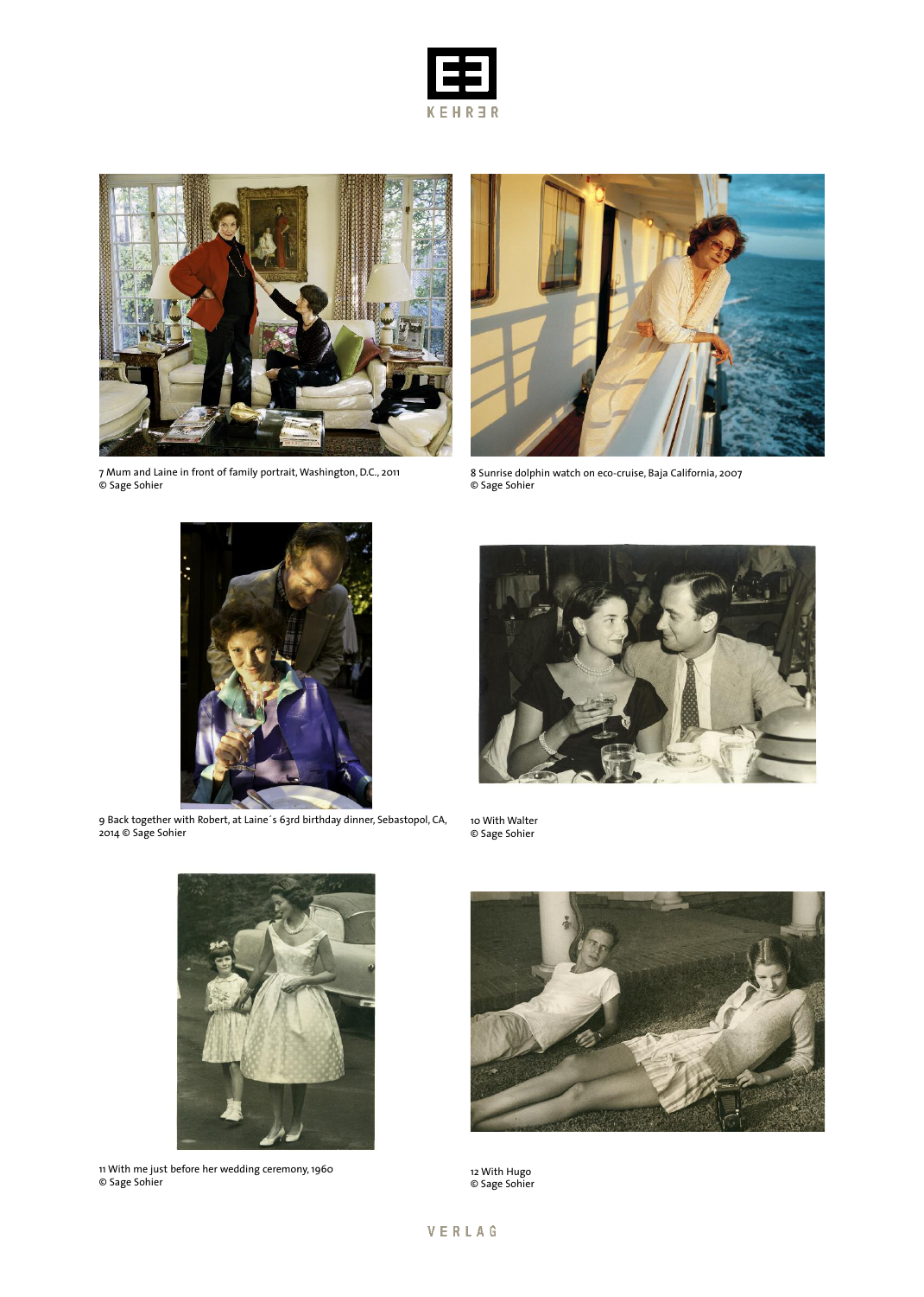7 Mum and Laine in front of family portrait, Washington, D.C., 2011
© Sage Sohier

8 Sunrise dolphin watch on eco-cruise, Baja California, 2007
© Sage Sohier

9 Back together with Robert, at Laine´s 63rd birthday dinner, Sebastopol, CA, 2014 © Sage Sohier

10 With Walter
© Sage Sohier

11 With me just before her wedding ceremony, 1960
© Sage Sohier

12 With Hugo
© Sage Sohier